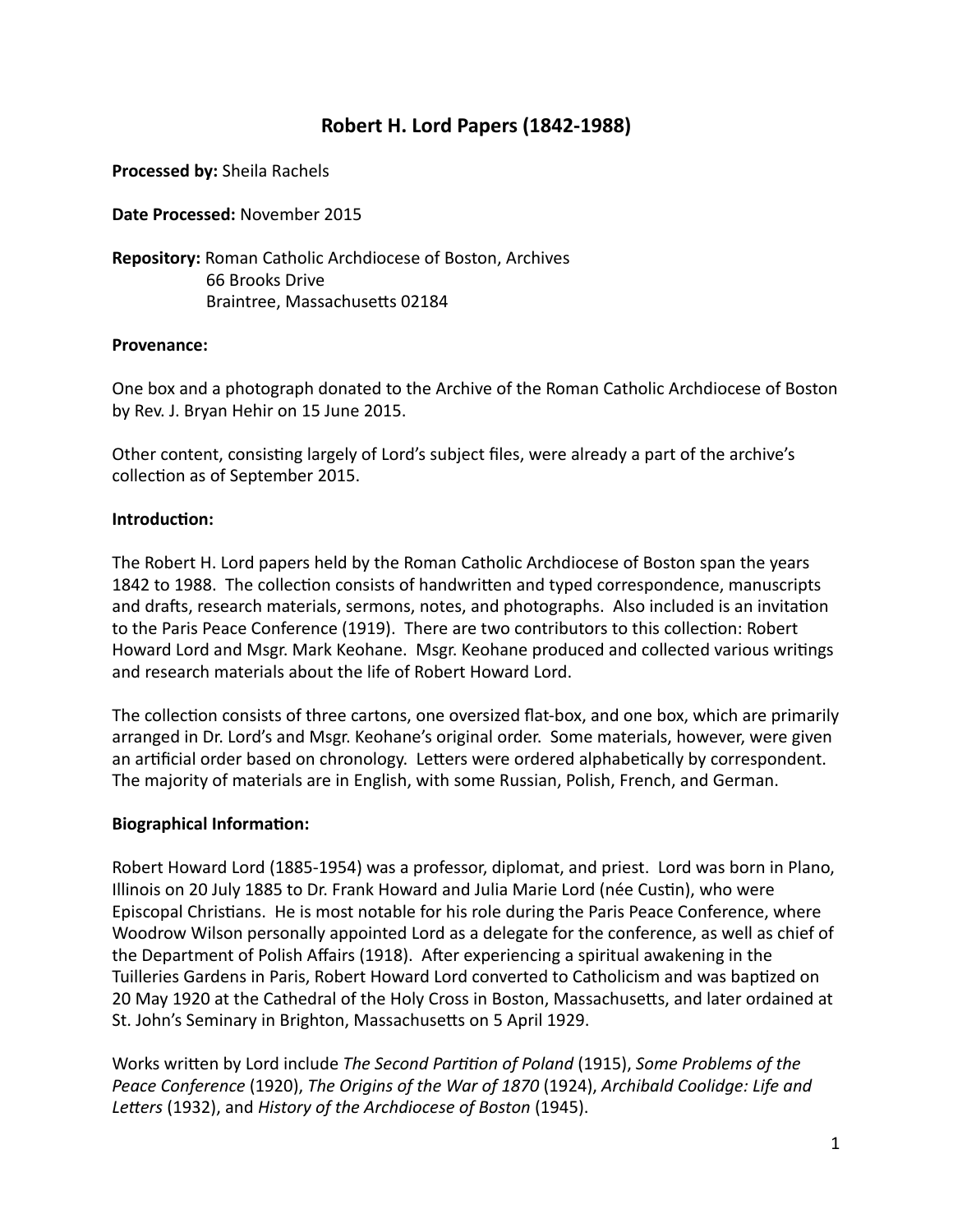# Robert H. Lord Papers (1842-1988)

**Processed by:** Sheila Rachels

**Date Processed:** November 2015

**Repository:** Roman Catholic Archdiocese of Boston, Archives
66 Brooks Drive
Braintree, Massachusetts 02184

**Provenance:**

One box and a photograph donated to the Archive of the Roman Catholic Archdiocese of Boston by Rev. J. Bryan Hehir on 15 June 2015.

Other content, consisting largely of Lord's subject files, were already a part of the archive's collection as of September 2015.

**Introduction:**

The Robert H. Lord papers held by the Roman Catholic Archdiocese of Boston span the years 1842 to 1988. The collection consists of handwritten and typed correspondence, manuscripts and drafts, research materials, sermons, notes, and photographs. Also included is an invitation to the Paris Peace Conference (1919). There are two contributors to this collection: Robert Howard Lord and Msgr. Mark Keohane. Msgr. Keohane produced and collected various writings and research materials about the life of Robert Howard Lord.

The collection consists of three cartons, one oversized flat-box, and one box, which are primarily arranged in Dr. Lord's and Msgr. Keohane's original order. Some materials, however, were given an artificial order based on chronology. Letters were ordered alphabetically by correspondent. The majority of materials are in English, with some Russian, Polish, French, and German.

**Biographical Information:**

Robert Howard Lord (1885-1954) was a professor, diplomat, and priest. Lord was born in Plano, Illinois on 20 July 1885 to Dr. Frank Howard and Julia Marie Lord (née Custin), who were Episcopal Christians. He is most notable for his role during the Paris Peace Conference, where Woodrow Wilson personally appointed Lord as a delegate for the conference, as well as chief of the Department of Polish Affairs (1918). After experiencing a spiritual awakening in the Tuilleries Gardens in Paris, Robert Howard Lord converted to Catholicism and was baptized on 20 May 1920 at the Cathedral of the Holy Cross in Boston, Massachusetts, and later ordained at St. John's Seminary in Brighton, Massachusetts on 5 April 1929.

Works written by Lord include *The Second Partition of Poland* (1915), *Some Problems of the Peace Conference* (1920), *The Origins of the War of 1870* (1924), *Archibald Coolidge: Life and Letters* (1932), and *History of the Archdiocese of Boston* (1945).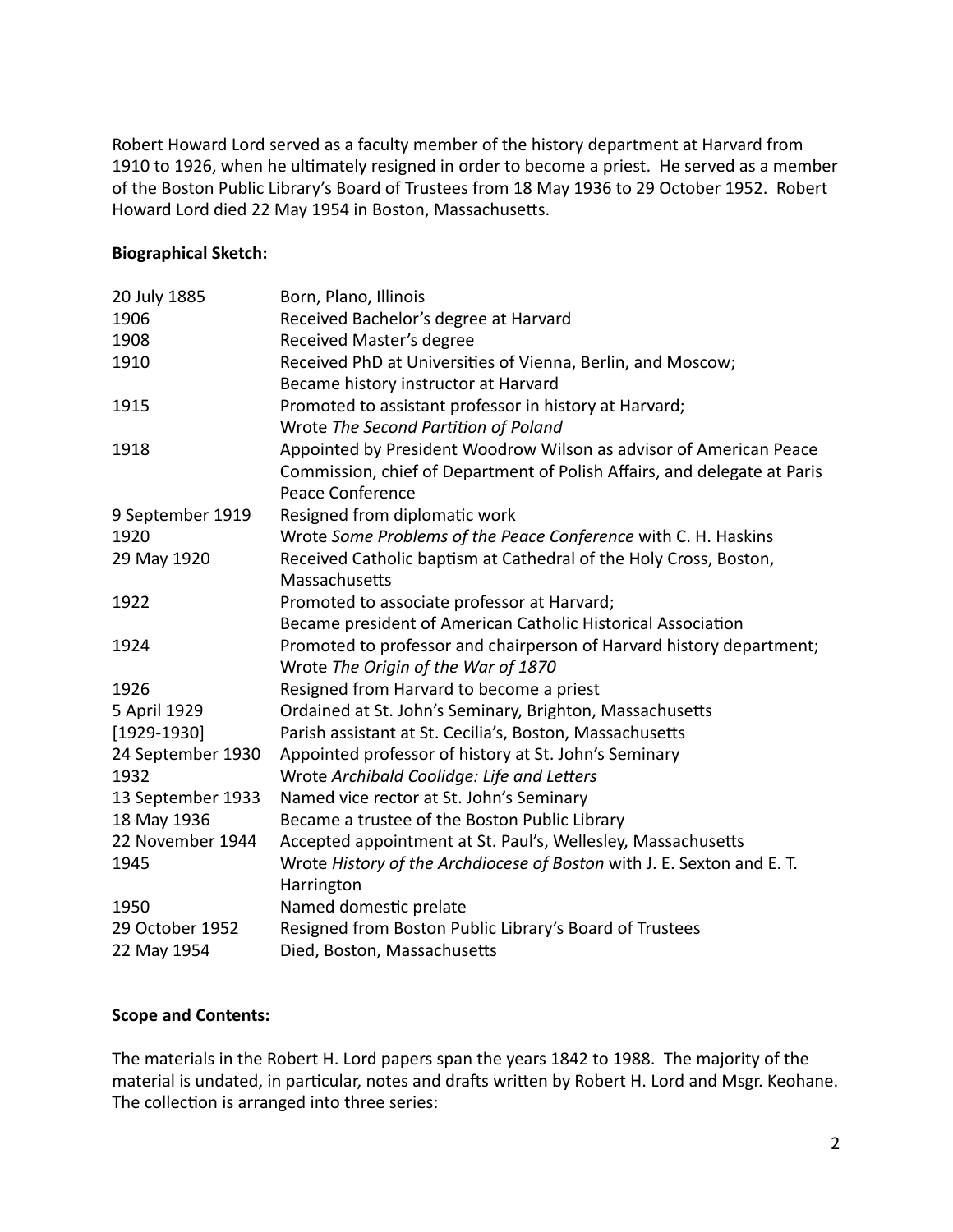Robert Howard Lord served as a faculty member of the history department at Harvard from 1910 to 1926, when he ultimately resigned in order to become a priest. He served as a member of the Boston Public Library's Board of Trustees from 18 May 1936 to 29 October 1952. Robert Howard Lord died 22 May 1954 in Boston, Massachusetts.

**Biographical Sketch:**

| | |
|---|---|
| 20 July 1885 | Born, Plano, Illinois |
| 1906 | Received Bachelor's degree at Harvard |
| 1908 | Received Master's degree |
| 1910 | Received PhD at Universities of Vienna, Berlin, and Moscow; Became history instructor at Harvard |
| 1915 | Promoted to assistant professor in history at Harvard; Wrote *The Second Partition of Poland* |
| 1918 | Appointed by President Woodrow Wilson as advisor of American Peace Commission, chief of Department of Polish Affairs, and delegate at Paris Peace Conference |
| 9 September 1919 | Resigned from diplomatic work |
| 1920 | Wrote *Some Problems of the Peace Conference* with C. H. Haskins |
| 29 May 1920 | Received Catholic baptism at Cathedral of the Holy Cross, Boston, Massachusetts |
| 1922 | Promoted to associate professor at Harvard; Became president of American Catholic Historical Association |
| 1924 | Promoted to professor and chairperson of Harvard history department; Wrote *The Origin of the War of 1870* |
| 1926 | Resigned from Harvard to become a priest |
| 5 April 1929 | Ordained at St. John's Seminary, Brighton, Massachusetts |
| [1929-1930] | Parish assistant at St. Cecilia's, Boston, Massachusetts |
| 24 September 1930 | Appointed professor of history at St. John's Seminary |
| 1932 | Wrote *Archibald Coolidge: Life and Letters* |
| 13 September 1933 | Named vice rector at St. John's Seminary |
| 18 May 1936 | Became a trustee of the Boston Public Library |
| 22 November 1944 | Accepted appointment at St. Paul's, Wellesley, Massachusetts |
| 1945 | Wrote *History of the Archdiocese of Boston* with J. E. Sexton and E. T. Harrington |
| 1950 | Named domestic prelate |
| 29 October 1952 | Resigned from Boston Public Library's Board of Trustees |
| 22 May 1954 | Died, Boston, Massachusetts |

**Scope and Contents:**

The materials in the Robert H. Lord papers span the years 1842 to 1988. The majority of the material is undated, in particular, notes and drafts written by Robert H. Lord and Msgr. Keohane. The collection is arranged into three series: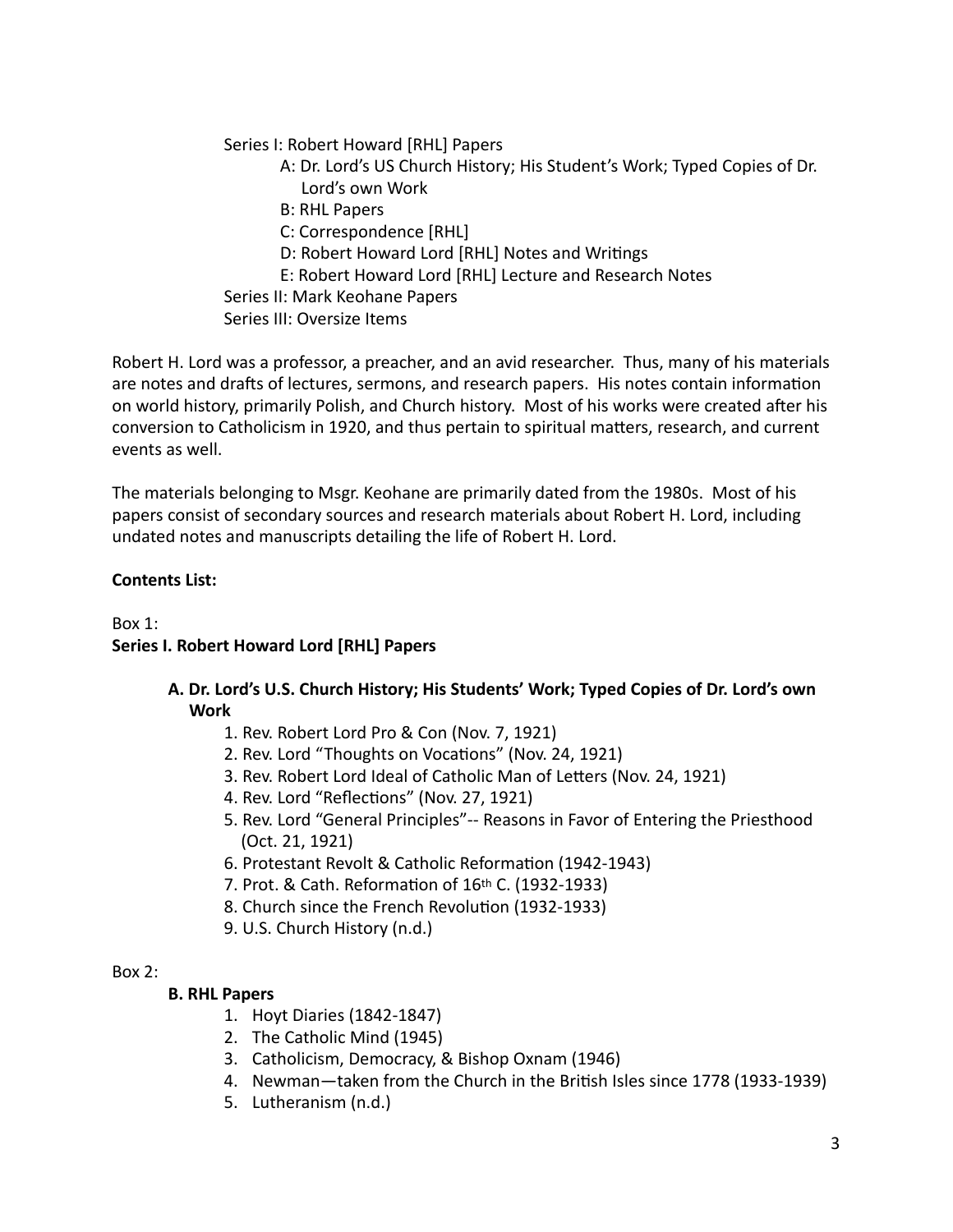Series I: Robert Howard [RHL] Papers

- A: Dr. Lord's US Church History; His Student's Work; Typed Copies of Dr. Lord's own Work
- B: RHL Papers
- C: Correspondence [RHL]
- D: Robert Howard Lord [RHL] Notes and Writings
- E: Robert Howard Lord [RHL] Lecture and Research Notes

Series II: Mark Keohane Papers

Series III: Oversize Items

Robert H. Lord was a professor, a preacher, and an avid researcher. Thus, many of his materials are notes and drafts of lectures, sermons, and research papers. His notes contain information on world history, primarily Polish, and Church history. Most of his works were created after his conversion to Catholicism in 1920, and thus pertain to spiritual matters, research, and current events as well.

The materials belonging to Msgr. Keohane are primarily dated from the 1980s. Most of his papers consist of secondary sources and research materials about Robert H. Lord, including undated notes and manuscripts detailing the life of Robert H. Lord.

**Contents List:**

Box 1:

**Series I. Robert Howard Lord [RHL] Papers**

**A. Dr. Lord's U.S. Church History; His Students' Work; Typed Copies of Dr. Lord's own Work**

1. Rev. Robert Lord Pro & Con (Nov. 7, 1921)
2. Rev. Lord "Thoughts on Vocations" (Nov. 24, 1921)
3. Rev. Robert Lord Ideal of Catholic Man of Letters (Nov. 24, 1921)
4. Rev. Lord "Reflections" (Nov. 27, 1921)
5. Rev. Lord "General Principles"-- Reasons in Favor of Entering the Priesthood (Oct. 21, 1921)
6. Protestant Revolt & Catholic Reformation (1942-1943)
7. Prot. & Cath. Reformation of 16th C. (1932-1933)
8. Church since the French Revolution (1932-1933)
9. U.S. Church History (n.d.)

Box 2:

**B. RHL Papers**

1. Hoyt Diaries (1842-1847)
2. The Catholic Mind (1945)
3. Catholicism, Democracy, & Bishop Oxnam (1946)
4. Newman—taken from the Church in the British Isles since 1778 (1933-1939)
5. Lutheranism (n.d.)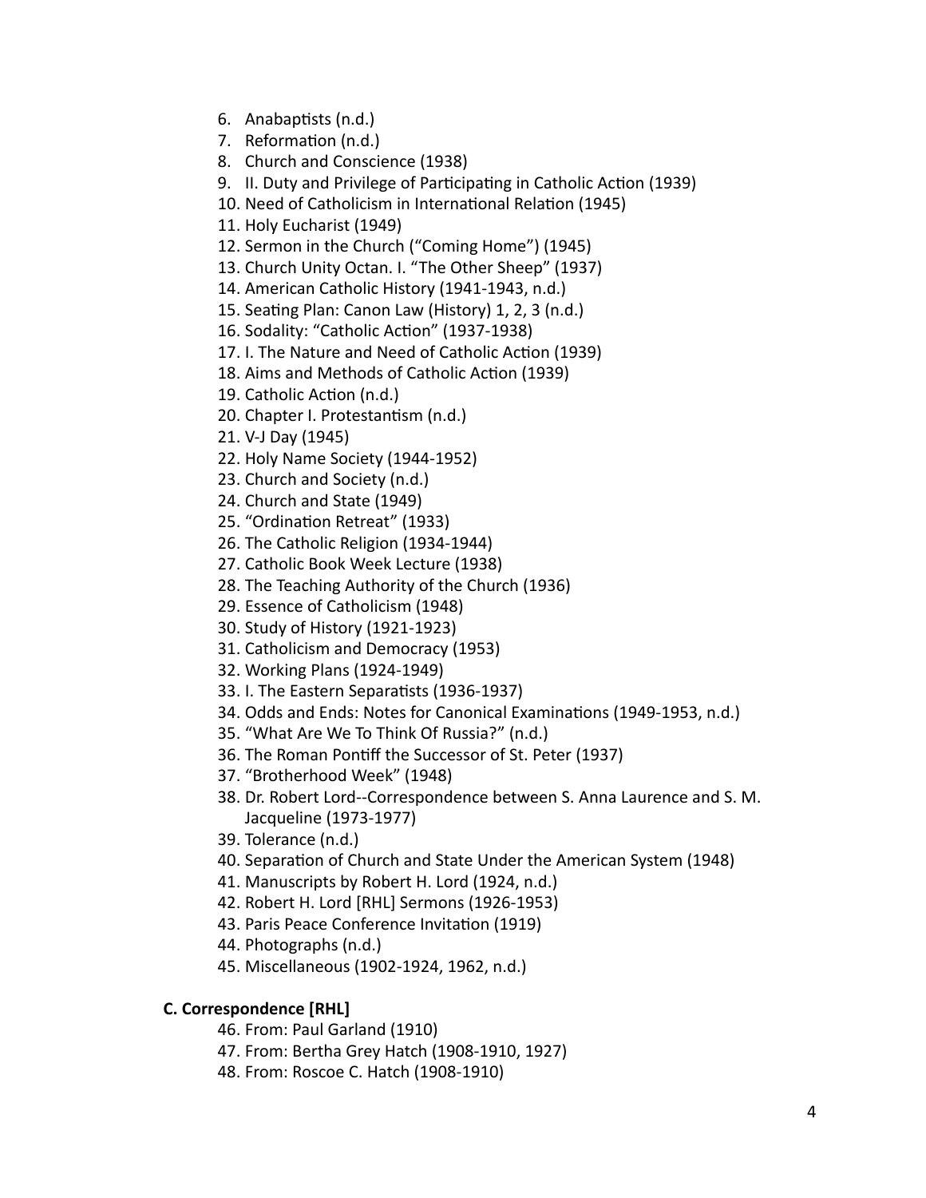6. Anabaptists (n.d.)
7. Reformation (n.d.)
8. Church and Conscience (1938)
9. II. Duty and Privilege of Participating in Catholic Action (1939)
10. Need of Catholicism in International Relation (1945)
11. Holy Eucharist (1949)
12. Sermon in the Church ("Coming Home") (1945)
13. Church Unity Octan. I. "The Other Sheep" (1937)
14. American Catholic History (1941-1943, n.d.)
15. Seating Plan: Canon Law (History) 1, 2, 3 (n.d.)
16. Sodality: "Catholic Action" (1937-1938)
17. I. The Nature and Need of Catholic Action (1939)
18. Aims and Methods of Catholic Action (1939)
19. Catholic Action (n.d.)
20. Chapter I. Protestantism (n.d.)
21. V-J Day (1945)
22. Holy Name Society (1944-1952)
23. Church and Society (n.d.)
24. Church and State (1949)
25. "Ordination Retreat" (1933)
26. The Catholic Religion (1934-1944)
27. Catholic Book Week Lecture (1938)
28. The Teaching Authority of the Church (1936)
29. Essence of Catholicism (1948)
30. Study of History (1921-1923)
31. Catholicism and Democracy (1953)
32. Working Plans (1924-1949)
33. I. The Eastern Separatists (1936-1937)
34. Odds and Ends: Notes for Canonical Examinations (1949-1953, n.d.)
35. "What Are We To Think Of Russia?" (n.d.)
36. The Roman Pontiff the Successor of St. Peter (1937)
37. "Brotherhood Week" (1948)
38. Dr. Robert Lord--Correspondence between S. Anna Laurence and S. M. Jacqueline (1973-1977)
39. Tolerance (n.d.)
40. Separation of Church and State Under the American System (1948)
41. Manuscripts by Robert H. Lord (1924, n.d.)
42. Robert H. Lord [RHL] Sermons (1926-1953)
43. Paris Peace Conference Invitation (1919)
44. Photographs (n.d.)
45. Miscellaneous (1902-1924, 1962, n.d.)

**C. Correspondence [RHL]**

46. From: Paul Garland (1910)
47. From: Bertha Grey Hatch (1908-1910, 1927)
48. From: Roscoe C. Hatch (1908-1910)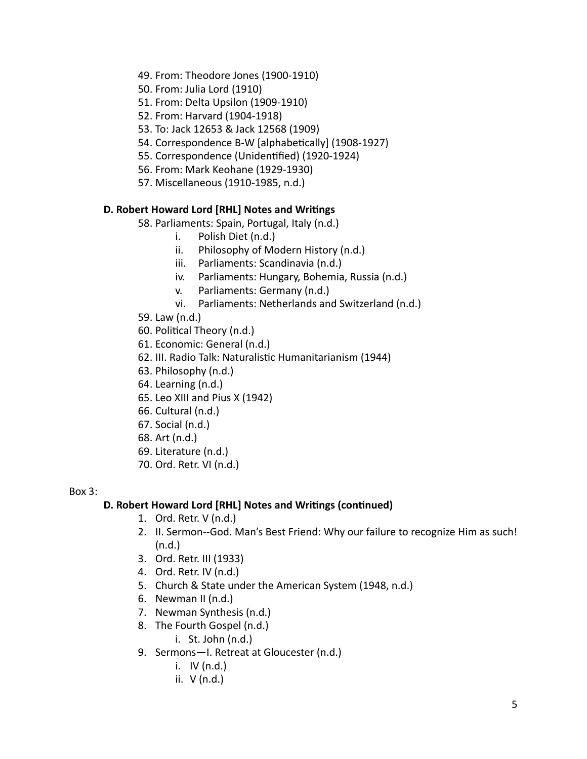49. From: Theodore Jones (1900-1910)
50. From: Julia Lord (1910)
51. From: Delta Upsilon (1909-1910)
52. From: Harvard (1904-1918)
53. To: Jack 12653 & Jack 12568 (1909)
54. Correspondence B-W [alphabetically] (1908-1927)
55. Correspondence (Unidentified) (1920-1924)
56. From: Mark Keohane (1929-1930)
57. Miscellaneous (1910-1985, n.d.)

**D. Robert Howard Lord [RHL] Notes and Writings**

58. Parliaments: Spain, Portugal, Italy (n.d.)
    - i. Polish Diet (n.d.)
    - ii. Philosophy of Modern History (n.d.)
    - iii. Parliaments: Scandinavia (n.d.)
    - iv. Parliaments: Hungary, Bohemia, Russia (n.d.)
    - v. Parliaments: Germany (n.d.)
    - vi. Parliaments: Netherlands and Switzerland (n.d.)
59. Law (n.d.)
60. Political Theory (n.d.)
61. Economic: General (n.d.)
62. III. Radio Talk: Naturalistic Humanitarianism (1944)
63. Philosophy (n.d.)
64. Learning (n.d.)
65. Leo XIII and Pius X (1942)
66. Cultural (n.d.)
67. Social (n.d.)
68. Art (n.d.)
69. Literature (n.d.)
70. Ord. Retr. VI (n.d.)

Box 3:

**D. Robert Howard Lord [RHL] Notes and Writings (continued)**

1. Ord. Retr. V (n.d.)
2. II. Sermon--God. Man's Best Friend: Why our failure to recognize Him as such! (n.d.)
3. Ord. Retr. III (1933)
4. Ord. Retr. IV (n.d.)
5. Church & State under the American System (1948, n.d.)
6. Newman II (n.d.)
7. Newman Synthesis (n.d.)
8. The Fourth Gospel (n.d.)
    - i. St. John (n.d.)
9. Sermons—I. Retreat at Gloucester (n.d.)
    - i. IV (n.d.)
    - ii. V (n.d.)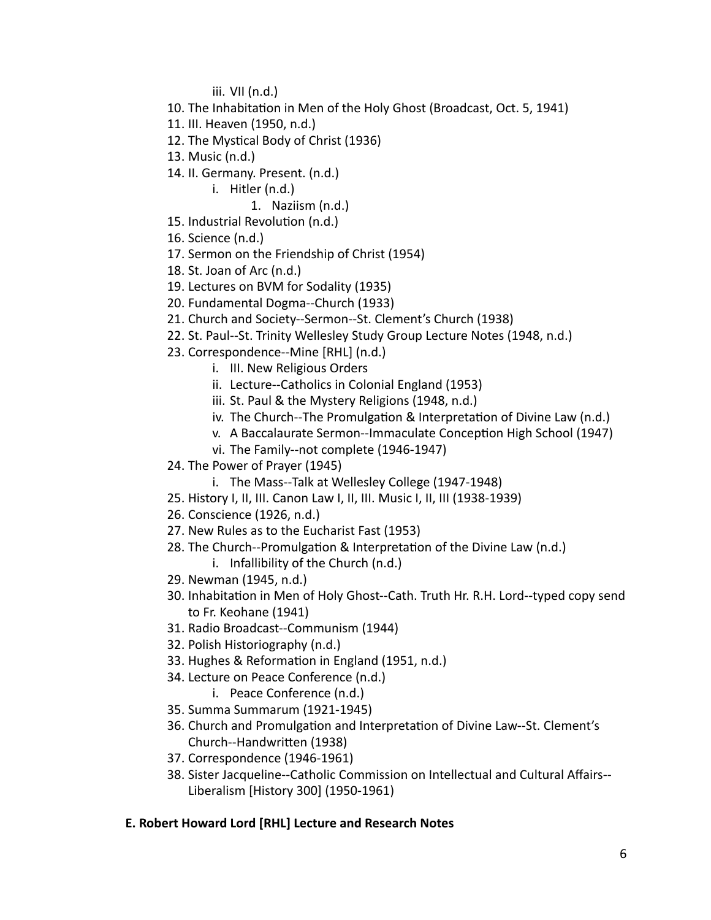iii. VII (n.d.)

10. The Inhabitation in Men of the Holy Ghost (Broadcast, Oct. 5, 1941)
11. III. Heaven (1950, n.d.)
12. The Mystical Body of Christ (1936)
13. Music (n.d.)
14. II. Germany. Present. (n.d.)
    i. Hitler (n.d.)
        1. Naziism (n.d.)
15. Industrial Revolution (n.d.)
16. Science (n.d.)
17. Sermon on the Friendship of Christ (1954)
18. St. Joan of Arc (n.d.)
19. Lectures on BVM for Sodality (1935)
20. Fundamental Dogma--Church (1933)
21. Church and Society--Sermon--St. Clement's Church (1938)
22. St. Paul--St. Trinity Wellesley Study Group Lecture Notes (1948, n.d.)
23. Correspondence--Mine [RHL] (n.d.)
    i. III. New Religious Orders
    ii. Lecture--Catholics in Colonial England (1953)
    iii. St. Paul & the Mystery Religions (1948, n.d.)
    iv. The Church--The Promulgation & Interpretation of Divine Law (n.d.)
    v. A Baccalaurate Sermon--Immaculate Conception High School (1947)
    vi. The Family--not complete (1946-1947)
24. The Power of Prayer (1945)
    i. The Mass--Talk at Wellesley College (1947-1948)
25. History I, II, III. Canon Law I, II, III. Music I, II, III (1938-1939)
26. Conscience (1926, n.d.)
27. New Rules as to the Eucharist Fast (1953)
28. The Church--Promulgation & Interpretation of the Divine Law (n.d.)
    i. Infallibility of the Church (n.d.)
29. Newman (1945, n.d.)
30. Inhabitation in Men of Holy Ghost--Cath. Truth Hr. R.H. Lord--typed copy send to Fr. Keohane (1941)
31. Radio Broadcast--Communism (1944)
32. Polish Historiography (n.d.)
33. Hughes & Reformation in England (1951, n.d.)
34. Lecture on Peace Conference (n.d.)
    i. Peace Conference (n.d.)
35. Summa Summarum (1921-1945)
36. Church and Promulgation and Interpretation of Divine Law--St. Clement's Church--Handwritten (1938)
37. Correspondence (1946-1961)
38. Sister Jacqueline--Catholic Commission on Intellectual and Cultural Affairs--Liberalism [History 300] (1950-1961)

**E. Robert Howard Lord [RHL] Lecture and Research Notes**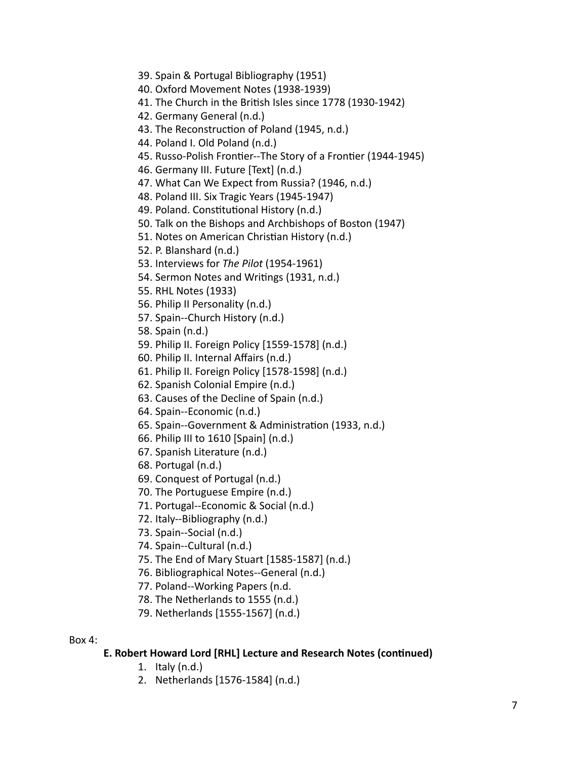39. Spain & Portugal Bibliography (1951)
40. Oxford Movement Notes (1938-1939)
41. The Church in the British Isles since 1778 (1930-1942)
42. Germany General (n.d.)
43. The Reconstruction of Poland (1945, n.d.)
44. Poland I. Old Poland (n.d.)
45. Russo-Polish Frontier--The Story of a Frontier (1944-1945)
46. Germany III. Future [Text] (n.d.)
47. What Can We Expect from Russia? (1946, n.d.)
48. Poland III. Six Tragic Years (1945-1947)
49. Poland. Constitutional History (n.d.)
50. Talk on the Bishops and Archbishops of Boston (1947)
51. Notes on American Christian History (n.d.)
52. P. Blanshard (n.d.)
53. Interviews for *The Pilot* (1954-1961)
54. Sermon Notes and Writings (1931, n.d.)
55. RHL Notes (1933)
56. Philip II Personality (n.d.)
57. Spain--Church History (n.d.)
58. Spain (n.d.)
59. Philip II. Foreign Policy [1559-1578] (n.d.)
60. Philip II. Internal Affairs (n.d.)
61. Philip II. Foreign Policy [1578-1598] (n.d.)
62. Spanish Colonial Empire (n.d.)
63. Causes of the Decline of Spain (n.d.)
64. Spain--Economic (n.d.)
65. Spain--Government & Administration (1933, n.d.)
66. Philip III to 1610 [Spain] (n.d.)
67. Spanish Literature (n.d.)
68. Portugal (n.d.)
69. Conquest of Portugal (n.d.)
70. The Portuguese Empire (n.d.)
71. Portugal--Economic & Social (n.d.)
72. Italy--Bibliography (n.d.)
73. Spain--Social (n.d.)
74. Spain--Cultural (n.d.)
75. The End of Mary Stuart [1585-1587] (n.d.)
76. Bibliographical Notes--General (n.d.)
77. Poland--Working Papers (n.d.
78. The Netherlands to 1555 (n.d.)
79. Netherlands [1555-1567] (n.d.)

Box 4:

**E. Robert Howard Lord [RHL] Lecture and Research Notes (continued)**

1. Italy (n.d.)
2. Netherlands [1576-1584] (n.d.)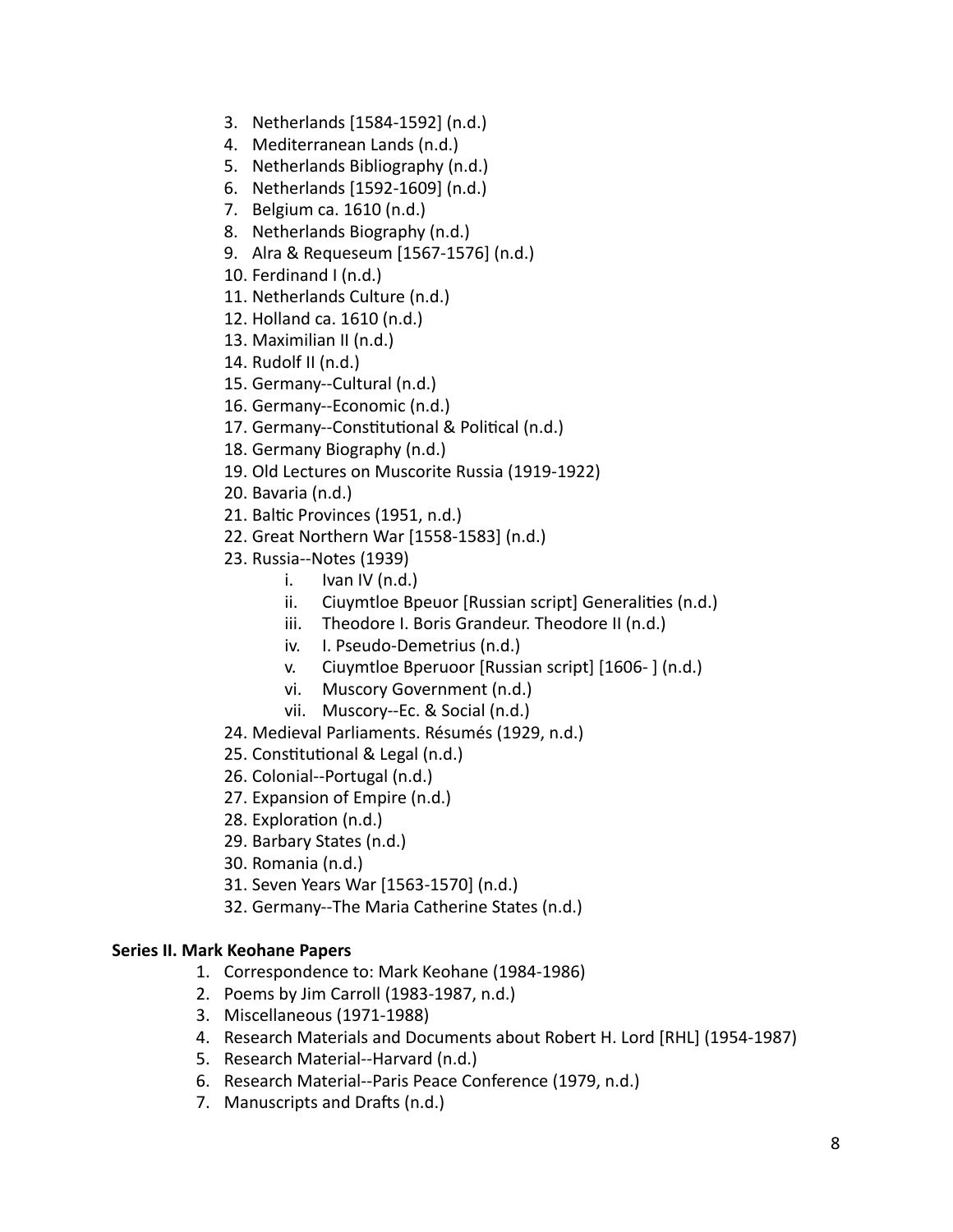3. Netherlands [1584-1592] (n.d.)
4. Mediterranean Lands (n.d.)
5. Netherlands Bibliography (n.d.)
6. Netherlands [1592-1609] (n.d.)
7. Belgium ca. 1610 (n.d.)
8. Netherlands Biography (n.d.)
9. Alra & Requeseum [1567-1576] (n.d.)
10. Ferdinand I (n.d.)
11. Netherlands Culture (n.d.)
12. Holland ca. 1610 (n.d.)
13. Maximilian II (n.d.)
14. Rudolf II (n.d.)
15. Germany--Cultural (n.d.)
16. Germany--Economic (n.d.)
17. Germany--Constitutional & Political (n.d.)
18. Germany Biography (n.d.)
19. Old Lectures on Muscorite Russia (1919-1922)
20. Bavaria (n.d.)
21. Baltic Provinces (1951, n.d.)
22. Great Northern War [1558-1583] (n.d.)
23. Russia--Notes (1939)
    i. Ivan IV (n.d.)
    ii. Ciuymtloe Bpeuor [Russian script] Generalities (n.d.)
    iii. Theodore I. Boris Grandeur. Theodore II (n.d.)
    iv. I. Pseudo-Demetrius (n.d.)
    v. Ciuymtloe Bperuoor [Russian script] [1606- ] (n.d.)
    vi. Muscory Government (n.d.)
    vii. Muscory--Ec. & Social (n.d.)
24. Medieval Parliaments. Résumés (1929, n.d.)
25. Constitutional & Legal (n.d.)
26. Colonial--Portugal (n.d.)
27. Expansion of Empire (n.d.)
28. Exploration (n.d.)
29. Barbary States (n.d.)
30. Romania (n.d.)
31. Seven Years War [1563-1570] (n.d.)
32. Germany--The Maria Catherine States (n.d.)

**Series II. Mark Keohane Papers**

1. Correspondence to: Mark Keohane (1984-1986)
2. Poems by Jim Carroll (1983-1987, n.d.)
3. Miscellaneous (1971-1988)
4. Research Materials and Documents about Robert H. Lord [RHL] (1954-1987)
5. Research Material--Harvard (n.d.)
6. Research Material--Paris Peace Conference (1979, n.d.)
7. Manuscripts and Drafts (n.d.)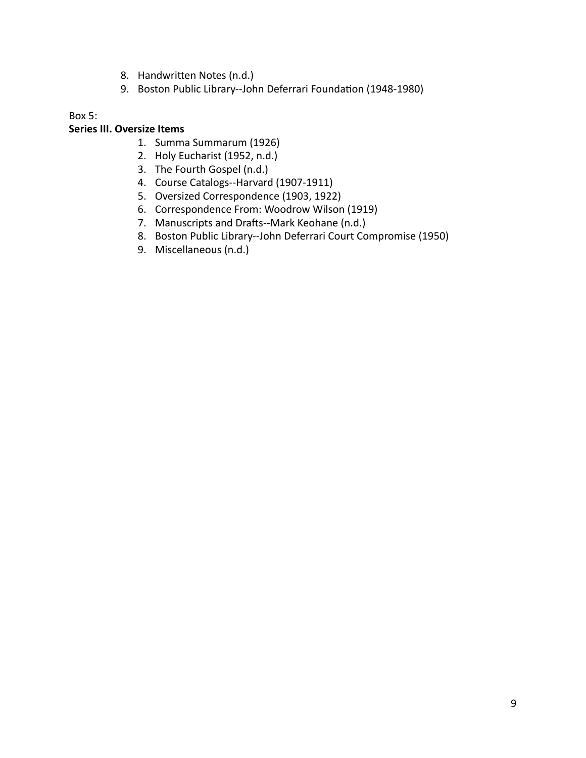8. Handwritten Notes (n.d.)
9. Boston Public Library--John Deferrari Foundation (1948-1980)

Box 5:

**Series III. Oversize Items**

1. Summa Summarum (1926)
2. Holy Eucharist (1952, n.d.)
3. The Fourth Gospel (n.d.)
4. Course Catalogs--Harvard (1907-1911)
5. Oversized Correspondence (1903, 1922)
6. Correspondence From: Woodrow Wilson (1919)
7. Manuscripts and Drafts--Mark Keohane (n.d.)
8. Boston Public Library--John Deferrari Court Compromise (1950)
9. Miscellaneous (n.d.)